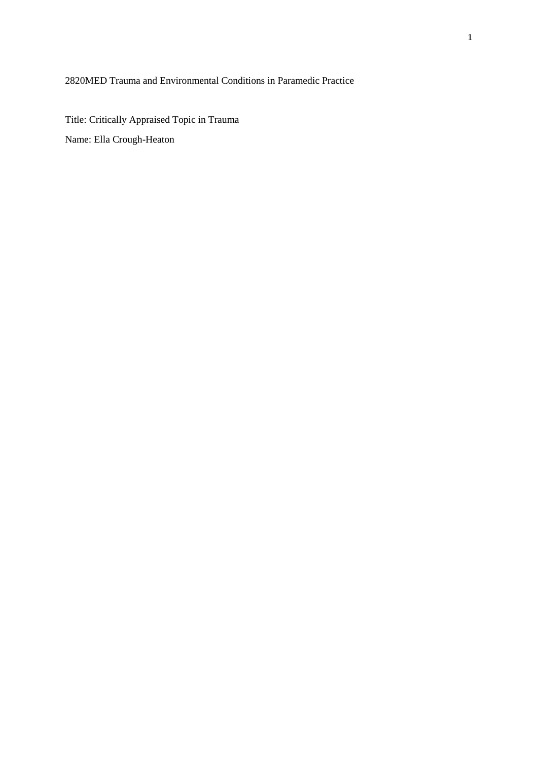2820MED Trauma and Environmental Conditions in Paramedic Practice

Title: Critically Appraised Topic in Trauma

Name: Ella Crough-Heaton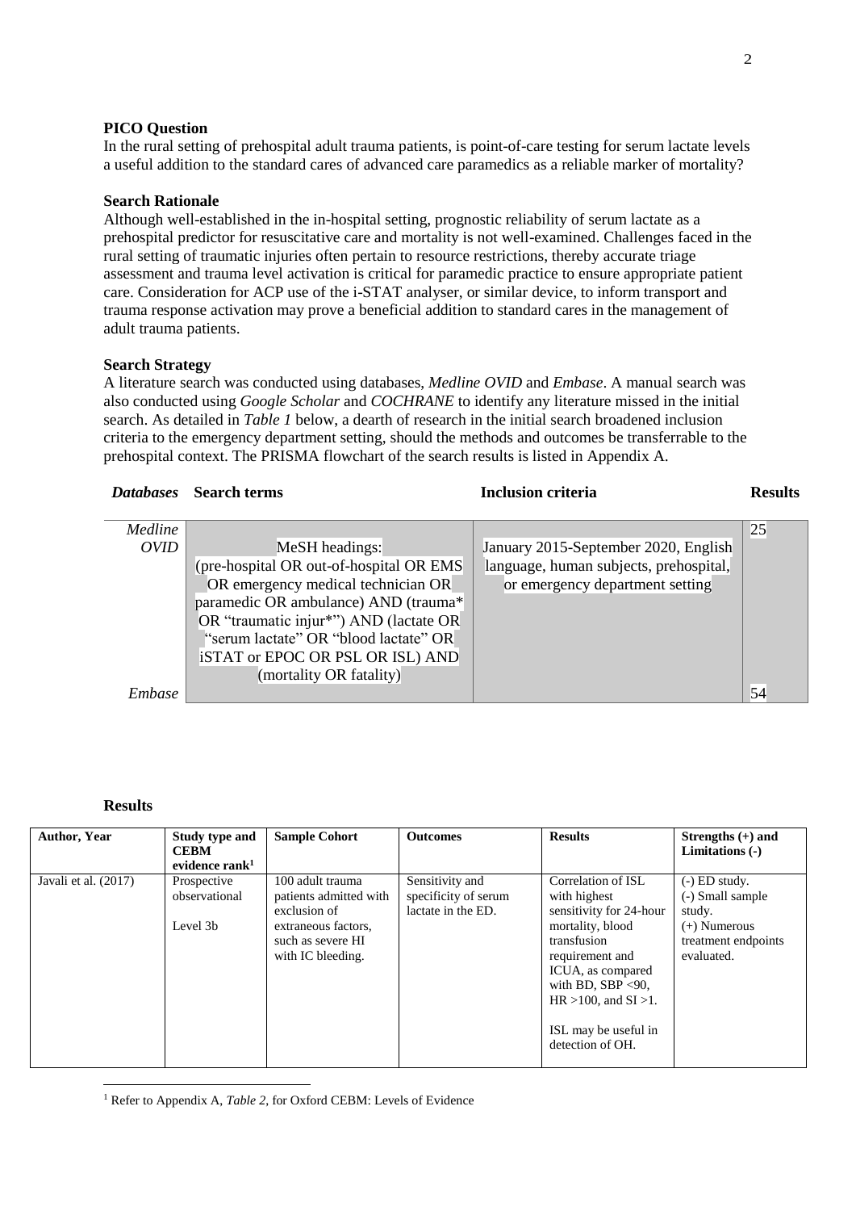**PICO Question**

In the rural setting of prehospital adult trauma patients, is point-of-care testing for serum lactate levels a useful addition to the standard cares of advanced care paramedics as a reliable marker of mortality?

**Search Rationale**

Although well-established in the in-hospital setting, prognostic reliability of serum lactate as a prehospital predictor for resuscitative care and mortality is not well-examined. Challenges faced in the rural setting of traumatic injuries often pertain to resource restrictions, thereby accurate triage assessment and trauma level activation is critical for paramedic practice to ensure appropriate patient care. Consideration for ACP use of the i-STAT analyser, or similar device, to inform transport and trauma response activation may prove a beneficial addition to standard cares in the management of adult trauma patients.

**Search Strategy**

A literature search was conducted using databases, *Medline OVID* and *Embase*. A manual search was also conducted using *Google Scholar* and *COCHRANE* to identify any literature missed in the initial search. As detailed in *Table 1* below, a dearth of research in the initial search broadened inclusion criteria to the emergency department setting, should the methods and outcomes be transferrable to the prehospital context. The PRISMA flowchart of the search results is listed in Appendix A.

| ***Databases*** | **Search terms** | **Inclusion criteria** | **Results** |
|---|---|---|---|
| *Medline OVID* | MeSH headings: (pre-hospital OR out-of-hospital OR EMS OR emergency medical technician OR paramedic OR ambulance) AND (trauma* OR "traumatic injur*") AND (lactate OR "serum lactate" OR "blood lactate" OR iSTAT or EPOC OR PSL OR ISL) AND (mortality OR fatality) | January 2015-September 2020, English language, human subjects, prehospital, or emergency department setting | 25 |
| *Embase* | | | 54 |

**Results**

| Author, Year | Study type and CEBM evidence rank[1] | Sample Cohort | Outcomes | Results | Strengths (+) and Limitations (-) |
|---|---|---|---|---|---|
| Javali et al. (2017) | Prospective observational<br><br>Level 3b | 100 adult trauma patients admitted with exclusion of extraneous factors, such as severe HI with IC bleeding. | Sensitivity and specificity of serum lactate in the ED. | Correlation of ISL with highest sensitivity for 24-hour mortality, blood transfusion requirement and ICUA, as compared with BD, SBP <90, HR >100, and SI >1.<br><br>ISL may be useful in detection of OH. | (-) ED study.<br>(-) Small sample study.<br>(+) Numerous treatment endpoints evaluated. |

[1] Refer to Appendix A, *Table 2*, for Oxford CEBM: Levels of Evidence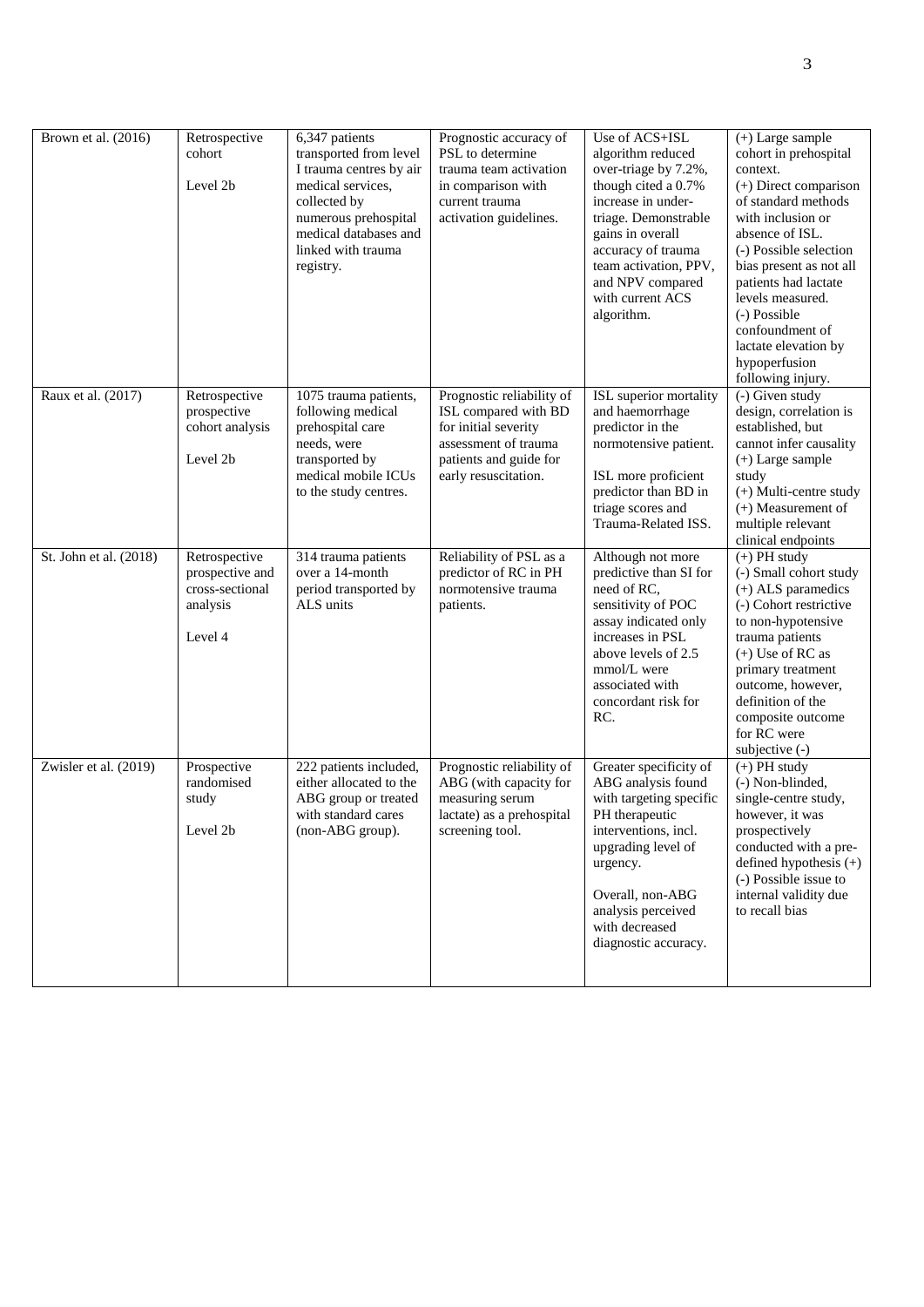| Brown et al. (2016) | Retrospective cohort<br><br>Level 2b | 6,347 patients transported from level I trauma centres by air medical services, collected by numerous prehospital medical databases and linked with trauma registry. | Prognostic accuracy of PSL to determine trauma team activation in comparison with current trauma activation guidelines. | Use of ACS+ISL algorithm reduced over-triage by 7.2%, though cited a 0.7% increase in under-triage. Demonstrable gains in overall accuracy of trauma team activation, PPV, and NPV compared with current ACS algorithm. | (+) Large sample cohort in prehospital context.<br>(+) Direct comparison of standard methods with inclusion or absence of ISL.<br>(-) Possible selection bias present as not all patients had lactate levels measured.<br>(-) Possible confoundment of lactate elevation by hypoperfusion following injury. |
|---|---|---|---|---|---|
| Raux et al. (2017) | Retrospective prospective cohort analysis<br><br>Level 2b | 1075 trauma patients, following medical prehospital care needs, were transported by medical mobile ICUs to the study centres. | Prognostic reliability of ISL compared with BD for initial severity assessment of trauma patients and guide for early resuscitation. | ISL superior mortality and haemorrhage predictor in the normotensive patient.<br><br>ISL more proficient predictor than BD in triage scores and Trauma-Related ISS. | (-) Given study design, correlation is established, but cannot infer causality<br>(+) Large sample study<br>(+) Multi-centre study<br>(+) Measurement of multiple relevant clinical endpoints |
| St. John et al. (2018) | Retrospective prospective and cross-sectional analysis<br><br>Level 4 | 314 trauma patients over a 14-month period transported by ALS units | Reliability of PSL as a predictor of RC in PH normotensive trauma patients. | Although not more predictive than SI for need of RC, sensitivity of POC assay indicated only increases in PSL above levels of 2.5 mmol/L were associated with concordant risk for RC. | (+) PH study<br>(-) Small cohort study<br>(+) ALS paramedics<br>(-) Cohort restrictive to non-hypotensive trauma patients<br>(+) Use of RC as primary treatment outcome, however, definition of the composite outcome for RC were subjective (-) |
| Zwisler et al. (2019) | Prospective randomised study<br><br>Level 2b | 222 patients included, either allocated to the ABG group or treated with standard cares (non-ABG group). | Prognostic reliability of ABG (with capacity for measuring serum lactate) as a prehospital screening tool. | Greater specificity of ABG analysis found with targeting specific PH therapeutic interventions, incl. upgrading level of urgency.<br><br>Overall, non-ABG analysis perceived with decreased diagnostic accuracy. | (+) PH study<br>(-) Non-blinded, single-centre study, however, it was prospectively conducted with a pre-defined hypothesis (+)<br>(-) Possible issue to internal validity due to recall bias |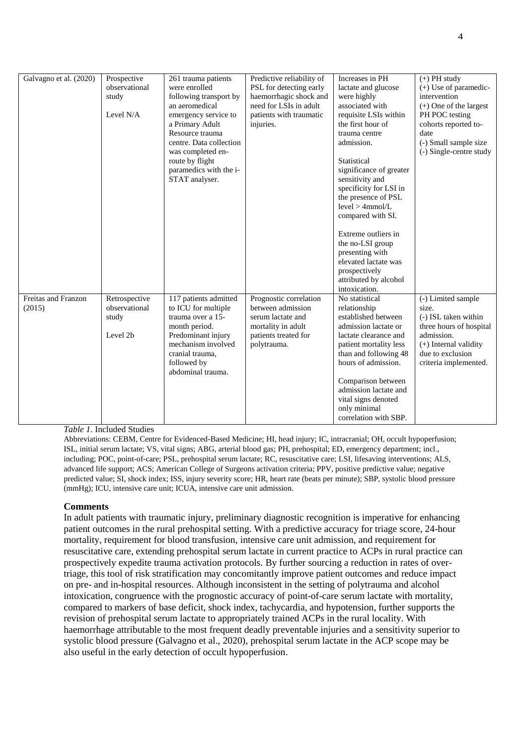| Galvagno et al. (2020) | Prospective observational study<br><br>Level N/A | 261 trauma patients were enrolled following transport by an aeromedical emergency service to a Primary Adult Resource trauma centre. Data collection was completed en-route by flight paramedics with the i-STAT analyser. | Predictive reliability of PSL for detecting early haemorrhagic shock and need for LSIs in adult patients with traumatic injuries. | Increases in PH lactate and glucose were highly associated with requisite LSIs within the first hour of trauma centre admission.<br><br>Statistical significance of greater sensitivity and specificity for LSI in the presence of PSL level > 4mmol/L compared with SI.<br><br>Extreme outliers in the no-LSI group presenting with elevated lactate was prospectively attributed by alcohol intoxication. | (+) PH study<br>(+) Use of paramedic-intervention<br>(+) One of the largest PH POC testing cohorts reported to-date<br>(-) Small sample size<br>(-) Single-centre study |
|---|---|---|---|---|---|
| Freitas and Franzon (2015) | Retrospective observational study<br><br>Level 2b | 117 patients admitted to ICU for multiple trauma over a 15-month period. Predominant injury mechanism involved cranial trauma, followed by abdominal trauma. | Prognostic correlation between admission serum lactate and mortality in adult patients treated for polytrauma. | No statistical relationship established between admission lactate or lactate clearance and patient mortality less than and following 48 hours of admission.<br><br>Comparison between admission lactate and vital signs denoted only minimal correlation with SBP. | (-) Limited sample size.<br>(-) ISL taken within three hours of hospital admission.<br>(+) Internal validity due to exclusion criteria implemented. |

*Table 1.* Included Studies

Abbreviations: CEBM, Centre for Evidenced-Based Medicine; HI, head injury; IC, intracranial; OH, occult hypoperfusion; ISL, initial serum lactate; VS, vital signs; ABG, arterial blood gas; PH, prehospital; ED, emergency department; incl., including; POC, point-of-care; PSL, prehospital serum lactate; RC, resuscitative care; LSI, lifesaving interventions; ALS, advanced life support; ACS; American College of Surgeons activation criteria; PPV, positive predictive value; negative predicted value; SI, shock index; ISS, injury severity score; HR, heart rate (beats per minute); SBP, systolic blood pressure (mmHg); ICU, intensive care unit; ICUA, intensive care unit admission.

**Comments**

In adult patients with traumatic injury, preliminary diagnostic recognition is imperative for enhancing patient outcomes in the rural prehospital setting. With a predictive accuracy for triage score, 24-hour mortality, requirement for blood transfusion, intensive care unit admission, and requirement for resuscitative care, extending prehospital serum lactate in current practice to ACPs in rural practice can prospectively expedite trauma activation protocols. By further sourcing a reduction in rates of over-triage, this tool of risk stratification may concomitantly improve patient outcomes and reduce impact on pre- and in-hospital resources. Although inconsistent in the setting of polytrauma and alcohol intoxication, congruence with the prognostic accuracy of point-of-care serum lactate with mortality, compared to markers of base deficit, shock index, tachycardia, and hypotension, further supports the revision of prehospital serum lactate to appropriately trained ACPs in the rural locality. With haemorrhage attributable to the most frequent deadly preventable injuries and a sensitivity superior to systolic blood pressure (Galvagno et al., 2020), prehospital serum lactate in the ACP scope may be also useful in the early detection of occult hypoperfusion.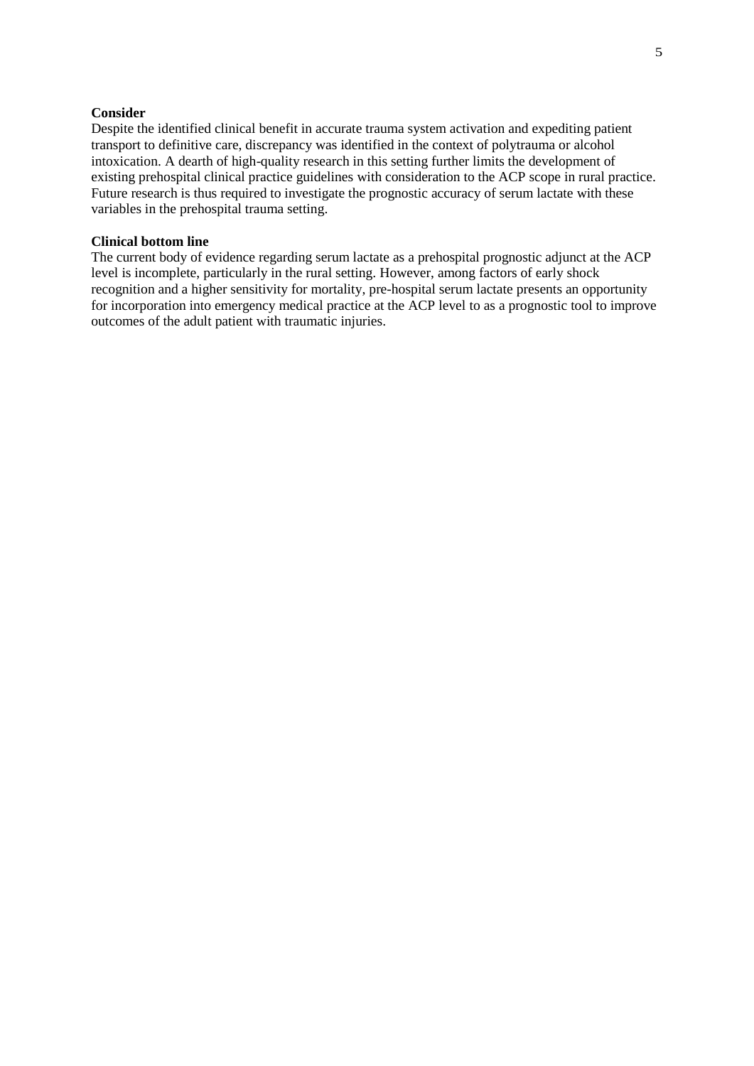**Consider**

Despite the identified clinical benefit in accurate trauma system activation and expediting patient transport to definitive care, discrepancy was identified in the context of polytrauma or alcohol intoxication. A dearth of high-quality research in this setting further limits the development of existing prehospital clinical practice guidelines with consideration to the ACP scope in rural practice. Future research is thus required to investigate the prognostic accuracy of serum lactate with these variables in the prehospital trauma setting.

**Clinical bottom line**

The current body of evidence regarding serum lactate as a prehospital prognostic adjunct at the ACP level is incomplete, particularly in the rural setting. However, among factors of early shock recognition and a higher sensitivity for mortality, pre-hospital serum lactate presents an opportunity for incorporation into emergency medical practice at the ACP level to as a prognostic tool to improve outcomes of the adult patient with traumatic injuries.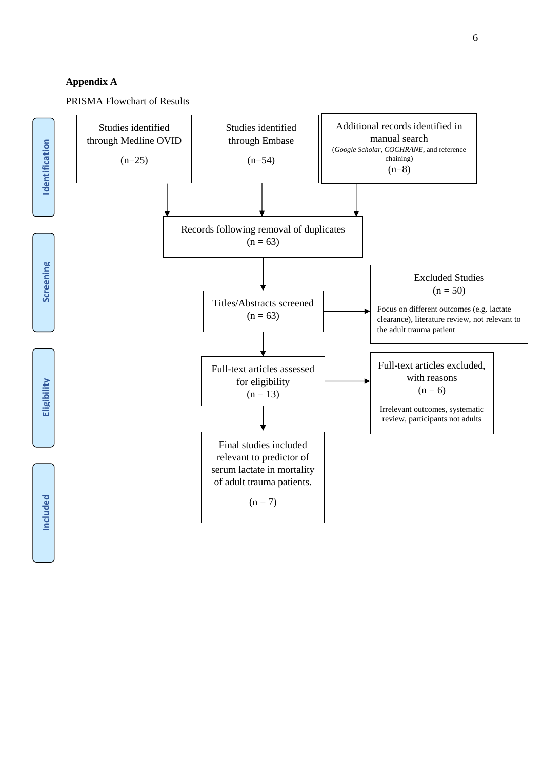**Appendix A**

PRISMA Flowchart of Results

**Identification**

Studies identified through Medline OVID

(n=25)

Studies identified through Embase

(n=54)

Additional records identified in manual search
(*Google Scholar*, *COCHRANE*, and reference chaining)
(n=8)

Records following removal of duplicates
(n = 63)

**Screening**

Titles/Abstracts screened
(n = 63)

Excluded Studies
(n = 50)

Focus on different outcomes (e.g. lactate clearance), literature review, not relevant to the adult trauma patient

**Eligibility**

Full-text articles assessed for eligibility
(n = 13)

Full-text articles excluded, with reasons
(n = 6)

Irrelevant outcomes, systematic review, participants not adults

**Included**

Final studies included relevant to predictor of serum lactate in mortality of adult trauma patients.

(n = 7)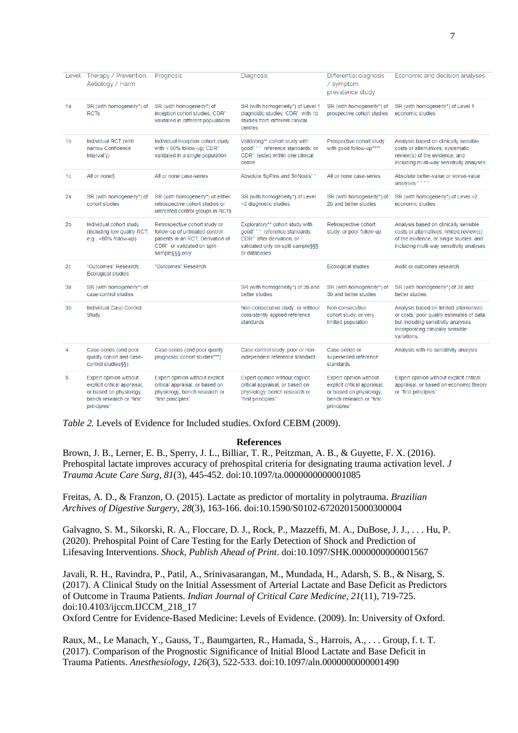| Level | Therapy / Prevention, Aetiology / Harm | Prognosis | Diagnosis | Differential diagnosis / symptom prevalence study | Economic and decision analyses |
|---|---|---|---|---|---|
| 1a | SR (with homogeneity*) of RCTs | SR (with homogeneity*) of inception cohort studies; CDR" validated in different populations | SR (with homogeneity*) of Level 1 diagnostic studies; CDR" with 1b studies from different clinical centres | SR (with homogeneity*) of prospective cohort studies | SR (with homogeneity*) of Level 1 economic studies |
| 1b | Individual RCT (with narrow Confidence Interval"¡) | Individual inception cohort study with > 80% follow-up; CDR" validated in a single population | Validating** cohort study with good" " " reference standards; or CDR" tested within one clinical centre | Prospective cohort study with good follow-up**** | Analysis based on clinically sensible costs or alternatives; systematic review(s) of the evidence; and including multi-way sensitivity analyses |
| 1c | All or none§ | All or none case-series | Absolute SpPins and SnNouts" " | All or none case-series | Absolute better-value or worse-value analyses " " " " |
| 2a | SR (with homogeneity*) of cohort studies | SR (with homogeneity*) of either retrospective cohort studies or untreated control groups in RCTs | SR (with homogeneity*) of Level >2 diagnostic studies | SR (with homogeneity*) of 2b and better studies | SR (with homogeneity*) of Level >2 economic studies |
| 2b | Individual cohort study (including low quality RCT; e.g., <80% follow-up) | Retrospective cohort study or follow-up of untreated control patients in an RCT; Derivation of CDR" or validated on split-sample§§§ only | Exploratory** cohort study with good" " " reference standards; CDR" after derivation, or validated only on split-sample§§§ or databases | Retrospective cohort study, or poor follow-up | Analysis based on clinically sensible costs or alternatives; limited review(s) of the evidence, or single studies; and including multi-way sensitivity analyses |
| 2c | "Outcomes" Research; Ecological studies | "Outcomes" Research | | Ecological studies | Audit or outcomes research |
| 3a | SR (with homogeneity*) of case-control studies | | SR (with homogeneity*) of 3b and better studies | SR (with homogeneity*) of 3b and better studies | SR (with homogeneity*) of 3b and better studies |
| 3b | Individual Case-Control Study | | Non-consecutive study; or without consistently applied reference standards | Non-consecutive cohort study, or very limited population | Analysis based on limited alternatives or costs, poor quality estimates of data, but including sensitivity analyses incorporating clinically sensible variations. |
| 4 | Case-series (and poor quality cohort and case-control studies§§) | Case-series (and poor quality prognostic cohort studies***) | Case-control study, poor or non-independent reference standard | Case-series or superseded reference standards | Analysis with no sensitivity analysis |
| 5 | Expert opinion without explicit critical appraisal, or based on physiology, bench research or "first principles" | Expert opinion without explicit critical appraisal, or based on physiology, bench research or "first principles" | Expert opinion without explicit critical appraisal, or based on physiology, bench research or "first principles" | Expert opinion without explicit critical appraisal, or based on physiology, bench research or "first principles" | Expert opinion without explicit critical appraisal, or based on economic theory or "first principles" |

*Table 2.* Levels of Evidence for Included studies. Oxford CEBM (2009).

## References

Brown, J. B., Lerner, E. B., Sperry, J. L., Billiar, T. R., Peitzman, A. B., & Guyette, F. X. (2016). Prehospital lactate improves accuracy of prehospital criteria for designating trauma activation level. *J Trauma Acute Care Surg, 81*(3), 445-452. doi:10.1097/ta.0000000000001085

Freitas, A. D., & Franzon, O. (2015). Lactate as predictor of mortality in polytrauma. *Brazilian Archives of Digestive Surgery, 28*(3), 163-166. doi:10.1590/S0102-67202015000300004

Galvagno, S. M., Sikorski, R. A., Floccare, D. J., Rock, P., Mazzeffi, M. A., DuBose, J. J., . . . Hu, P. (2020). Prehospital Point of Care Testing for the Early Detection of Shock and Prediction of Lifesaving Interventions. *Shock, Publish Ahead of Print*. doi:10.1097/SHK.0000000000001567

Javali, R. H., Ravindra, P., Patil, A., Srinivasarangan, M., Mundada, H., Adarsh, S. B., & Nisarg, S. (2017). A Clinical Study on the Initial Assessment of Arterial Lactate and Base Deficit as Predictors of Outcome in Trauma Patients. *Indian Journal of Critical Care Medicine, 21*(11), 719-725. doi:10.4103/ijccm.IJCCM_218_17

Oxford Centre for Evidence-Based Medicine: Levels of Evidence. (2009). In: University of Oxford.

Raux, M., Le Manach, Y., Gauss, T., Baumgarten, R., Hamada, S., Harrois, A., . . . Group, f. t. T. (2017). Comparison of the Prognostic Significance of Initial Blood Lactate and Base Deficit in Trauma Patients. *Anesthesiology, 126*(3), 522-533. doi:10.1097/aln.0000000000001490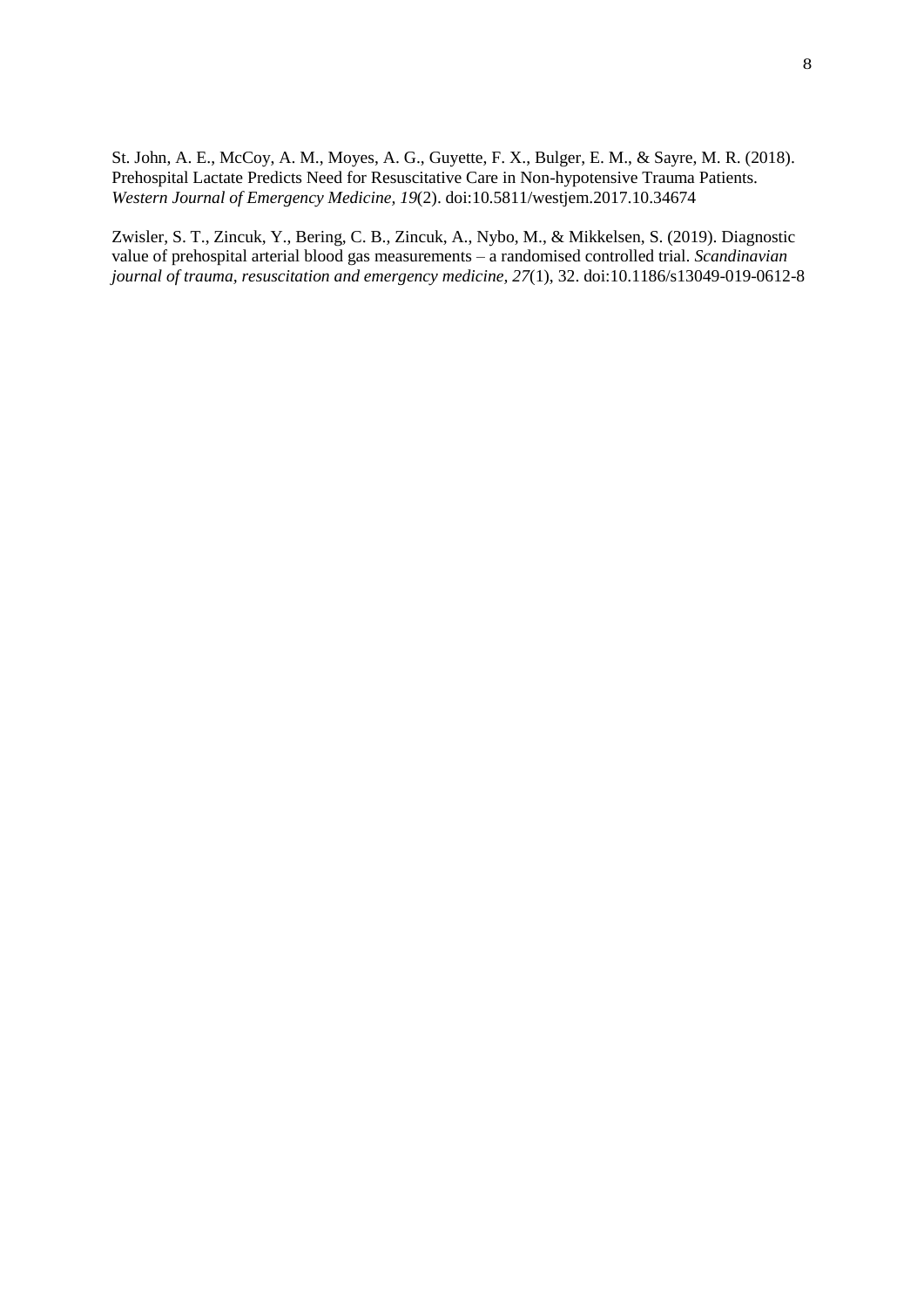St. John, A. E., McCoy, A. M., Moyes, A. G., Guyette, F. X., Bulger, E. M., & Sayre, M. R. (2018). Prehospital Lactate Predicts Need for Resuscitative Care in Non-hypotensive Trauma Patients. *Western Journal of Emergency Medicine, 19*(2). doi:10.5811/westjem.2017.10.34674

Zwisler, S. T., Zincuk, Y., Bering, C. B., Zincuk, A., Nybo, M., & Mikkelsen, S. (2019). Diagnostic value of prehospital arterial blood gas measurements – a randomised controlled trial. *Scandinavian journal of trauma, resuscitation and emergency medicine, 27*(1), 32. doi:10.1186/s13049-019-0612-8